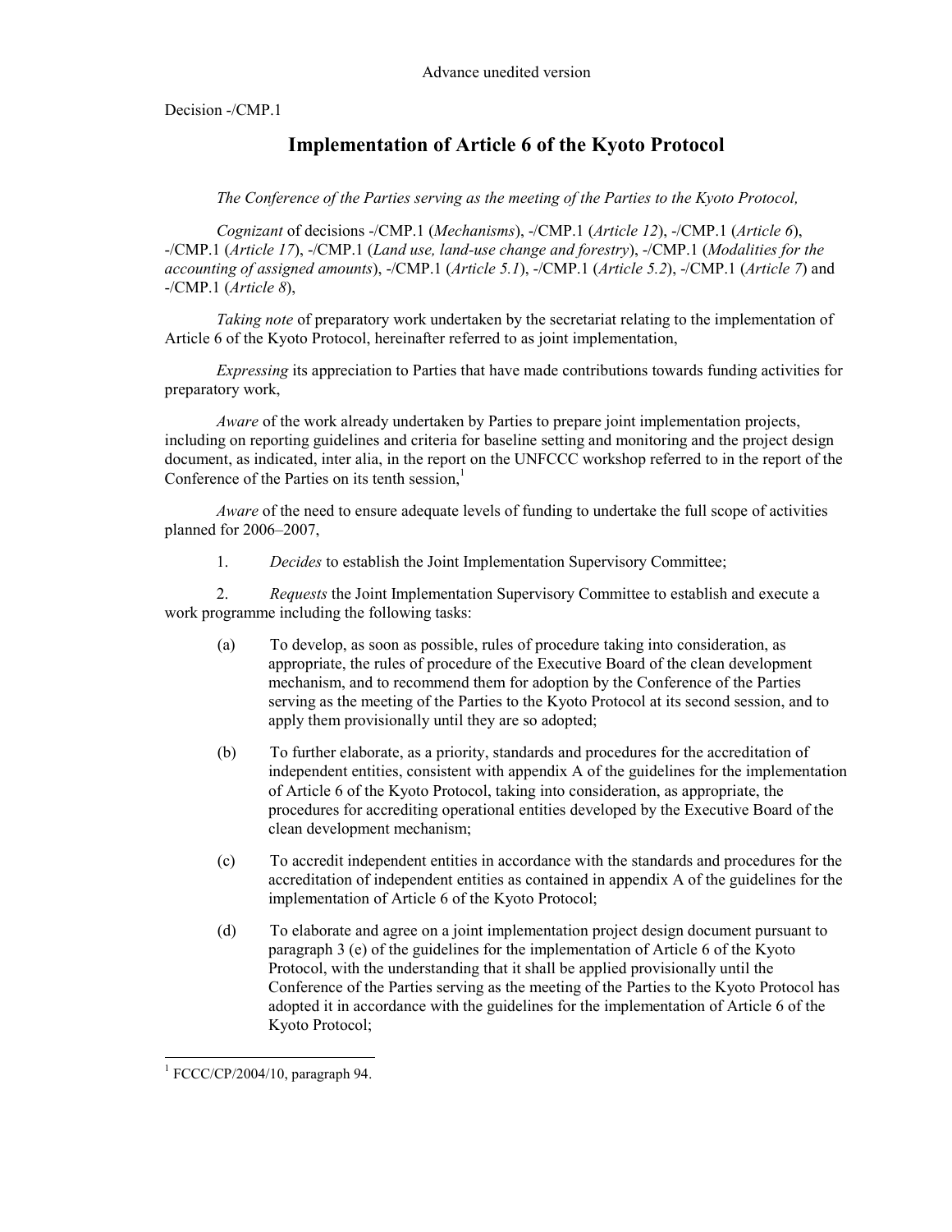Advance unedited version

Decision -/CMP.1

# Implementation of Article 6 of the Kyoto Protocol

*The Conference of the Parties serving as the meeting of the Parties to the Kyoto Protocol,*

*Cognizant* of decisions -/CMP.1 (*Mechanisms*), -/CMP.1 (*Article 12*), -/CMP.1 (*Article 6*), -/CMP.1 (*Article 17*), -/CMP.1 (*Land use, land-use change and forestry*), -/CMP.1 (*Modalities for the accounting of assigned amounts*), -/CMP.1 (*Article 5.1*), -/CMP.1 (*Article 5.2*), -/CMP.1 (*Article 7*) and -/CMP.1 (*Article 8*),

*Taking note* of preparatory work undertaken by the secretariat relating to the implementation of Article 6 of the Kyoto Protocol, hereinafter referred to as joint implementation,

*Expressing* its appreciation to Parties that have made contributions towards funding activities for preparatory work,

*Aware* of the work already undertaken by Parties to prepare joint implementation projects, including on reporting guidelines and criteria for baseline setting and monitoring and the project design document, as indicated, inter alia, in the report on the UNFCCC workshop referred to in the report of the Conference of the Parties on its tenth session,[1]

*Aware* of the need to ensure adequate levels of funding to undertake the full scope of activities planned for 2006–2007,

1. *Decides* to establish the Joint Implementation Supervisory Committee;

2. *Requests* the Joint Implementation Supervisory Committee to establish and execute a work programme including the following tasks:

   (a) To develop, as soon as possible, rules of procedure taking into consideration, as appropriate, the rules of procedure of the Executive Board of the clean development mechanism, and to recommend them for adoption by the Conference of the Parties serving as the meeting of the Parties to the Kyoto Protocol at its second session, and to apply them provisionally until they are so adopted;

   (b) To further elaborate, as a priority, standards and procedures for the accreditation of independent entities, consistent with appendix A of the guidelines for the implementation of Article 6 of the Kyoto Protocol, taking into consideration, as appropriate, the procedures for accrediting operational entities developed by the Executive Board of the clean development mechanism;

   (c) To accredit independent entities in accordance with the standards and procedures for the accreditation of independent entities as contained in appendix A of the guidelines for the implementation of Article 6 of the Kyoto Protocol;

   (d) To elaborate and agree on a joint implementation project design document pursuant to paragraph 3 (e) of the guidelines for the implementation of Article 6 of the Kyoto Protocol, with the understanding that it shall be applied provisionally until the Conference of the Parties serving as the meeting of the Parties to the Kyoto Protocol has adopted it in accordance with the guidelines for the implementation of Article 6 of the Kyoto Protocol;

---

[1] FCCC/CP/2004/10, paragraph 94.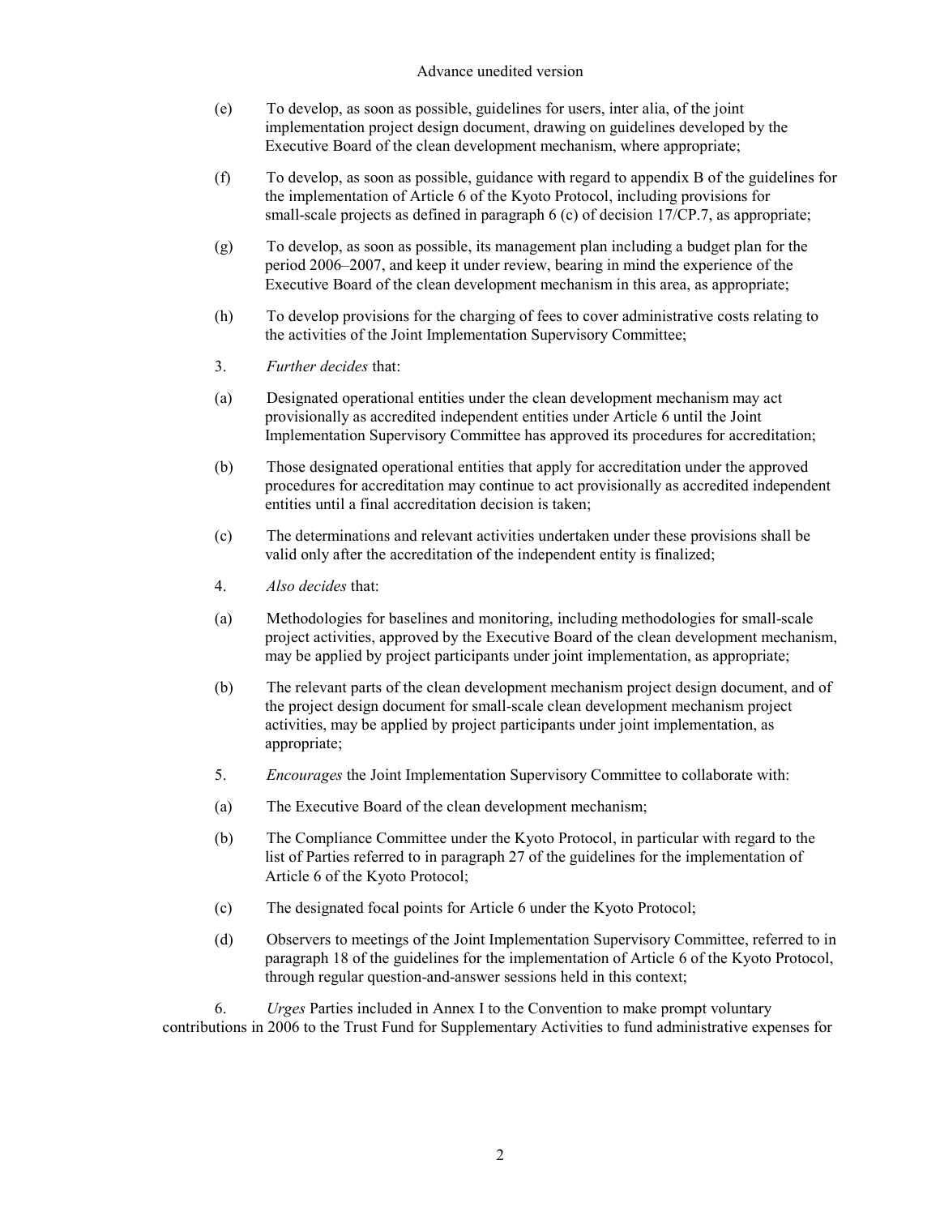(e) To develop, as soon as possible, guidelines for users, inter alia, of the joint implementation project design document, drawing on guidelines developed by the Executive Board of the clean development mechanism, where appropriate;

(f) To develop, as soon as possible, guidance with regard to appendix B of the guidelines for the implementation of Article 6 of the Kyoto Protocol, including provisions for small-scale projects as defined in paragraph 6 (c) of decision 17/CP.7, as appropriate;

(g) To develop, as soon as possible, its management plan including a budget plan for the period 2006–2007, and keep it under review, bearing in mind the experience of the Executive Board of the clean development mechanism in this area, as appropriate;

(h) To develop provisions for the charging of fees to cover administrative costs relating to the activities of the Joint Implementation Supervisory Committee;

3. *Further decides* that:

(a) Designated operational entities under the clean development mechanism may act provisionally as accredited independent entities under Article 6 until the Joint Implementation Supervisory Committee has approved its procedures for accreditation;

(b) Those designated operational entities that apply for accreditation under the approved procedures for accreditation may continue to act provisionally as accredited independent entities until a final accreditation decision is taken;

(c) The determinations and relevant activities undertaken under these provisions shall be valid only after the accreditation of the independent entity is finalized;

4. *Also decides* that:

(a) Methodologies for baselines and monitoring, including methodologies for small-scale project activities, approved by the Executive Board of the clean development mechanism, may be applied by project participants under joint implementation, as appropriate;

(b) The relevant parts of the clean development mechanism project design document, and of the project design document for small-scale clean development mechanism project activities, may be applied by project participants under joint implementation, as appropriate;

5. *Encourages* the Joint Implementation Supervisory Committee to collaborate with:

(a) The Executive Board of the clean development mechanism;

(b) The Compliance Committee under the Kyoto Protocol, in particular with regard to the list of Parties referred to in paragraph 27 of the guidelines for the implementation of Article 6 of the Kyoto Protocol;

(c) The designated focal points for Article 6 under the Kyoto Protocol;

(d) Observers to meetings of the Joint Implementation Supervisory Committee, referred to in paragraph 18 of the guidelines for the implementation of Article 6 of the Kyoto Protocol, through regular question-and-answer sessions held in this context;

6. *Urges* Parties included in Annex I to the Convention to make prompt voluntary contributions in 2006 to the Trust Fund for Supplementary Activities to fund administrative expenses for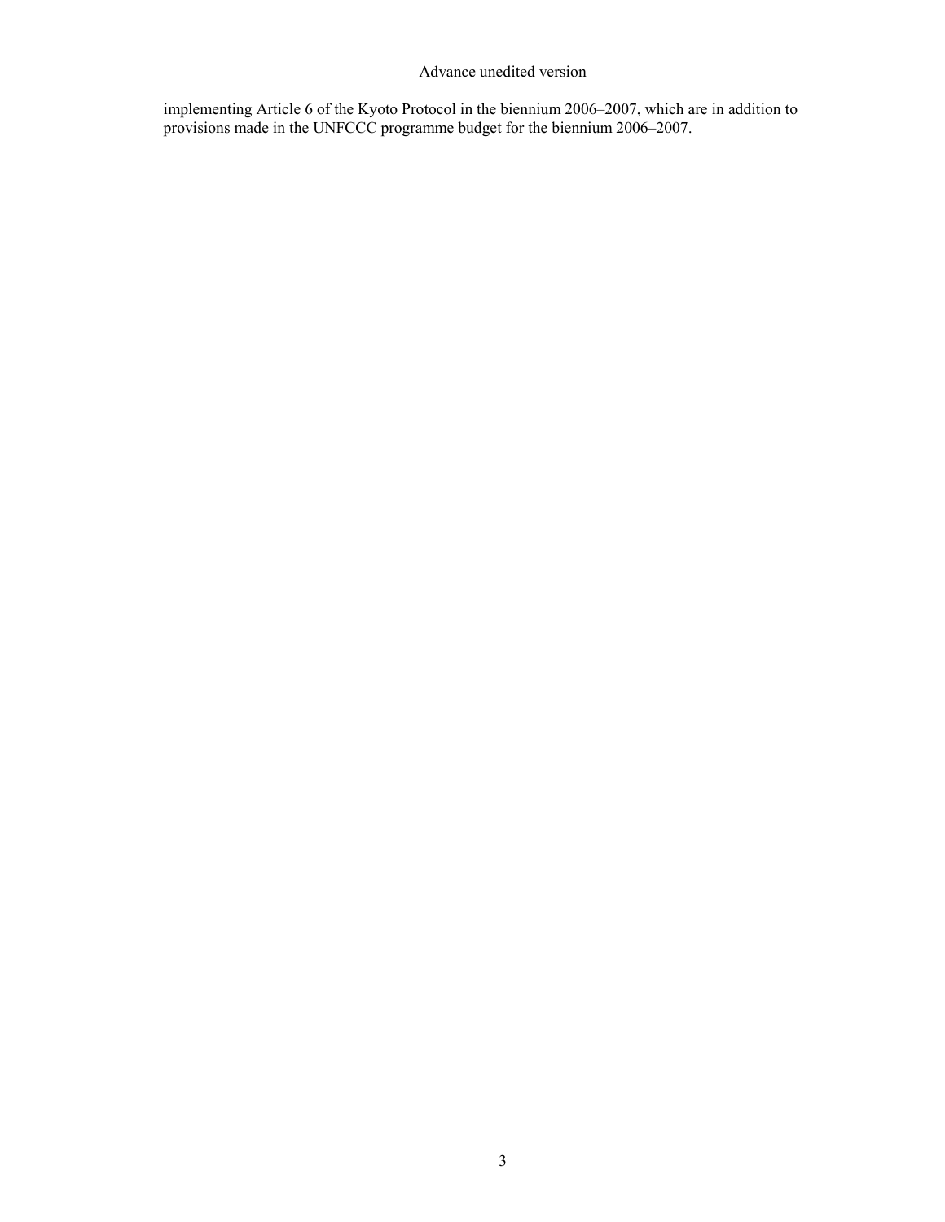implementing Article 6 of the Kyoto Protocol in the biennium 2006–2007, which are in addition to provisions made in the UNFCCC programme budget for the biennium 2006–2007.